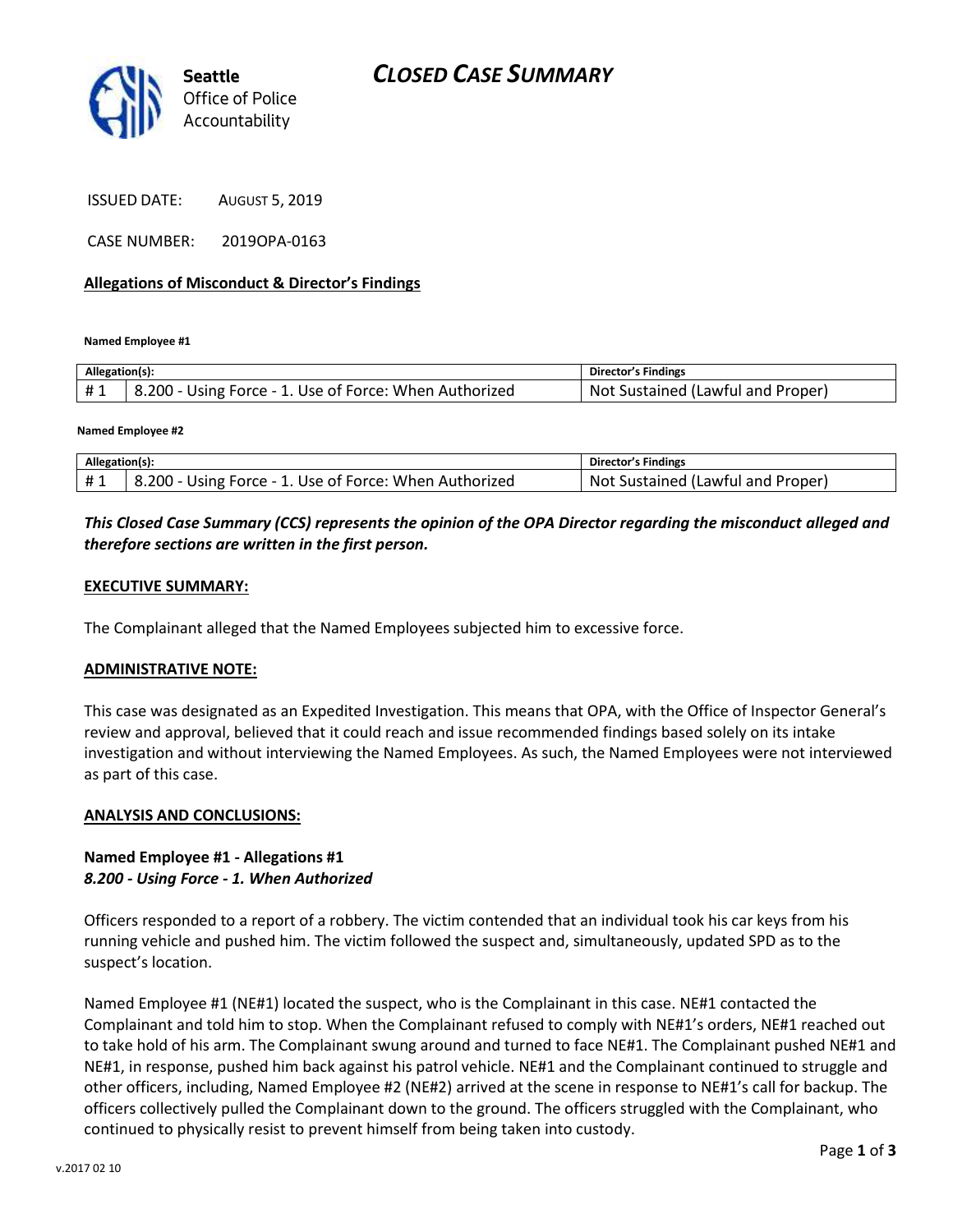**Seattle** Office of Police Accountability

# CLOSED CASE SUMMARY

ISSUED DATE: AUGUST 5, 2019

CASE NUMBER: 2019OPA-0163

## Allegations of Misconduct & Director's Findings

**Named Employee #1**

| Allegation(s): | | Director's Findings |
|---|---|---|
| # 1 | 8.200 - Using Force - 1. Use of Force: When Authorized | Not Sustained (Lawful and Proper) |

**Named Employee #2**

| Allegation(s): | | Director's Findings |
|---|---|---|
| # 1 | 8.200 - Using Force - 1. Use of Force: When Authorized | Not Sustained (Lawful and Proper) |

***This Closed Case Summary (CCS) represents the opinion of the OPA Director regarding the misconduct alleged and therefore sections are written in the first person.***

## EXECUTIVE SUMMARY:

The Complainant alleged that the Named Employees subjected him to excessive force.

## ADMINISTRATIVE NOTE:

This case was designated as an Expedited Investigation. This means that OPA, with the Office of Inspector General's review and approval, believed that it could reach and issue recommended findings based solely on its intake investigation and without interviewing the Named Employees. As such, the Named Employees were not interviewed as part of this case.

## ANALYSIS AND CONCLUSIONS:

**Named Employee #1 - Allegations #1**
***8.200 - Using Force - 1. When Authorized***

Officers responded to a report of a robbery. The victim contended that an individual took his car keys from his running vehicle and pushed him. The victim followed the suspect and, simultaneously, updated SPD as to the suspect's location.

Named Employee #1 (NE#1) located the suspect, who is the Complainant in this case. NE#1 contacted the Complainant and told him to stop. When the Complainant refused to comply with NE#1's orders, NE#1 reached out to take hold of his arm. The Complainant swung around and turned to face NE#1. The Complainant pushed NE#1 and NE#1, in response, pushed him back against his patrol vehicle. NE#1 and the Complainant continued to struggle and other officers, including, Named Employee #2 (NE#2) arrived at the scene in response to NE#1's call for backup. The officers collectively pulled the Complainant down to the ground. The officers struggled with the Complainant, who continued to physically resist to prevent himself from being taken into custody.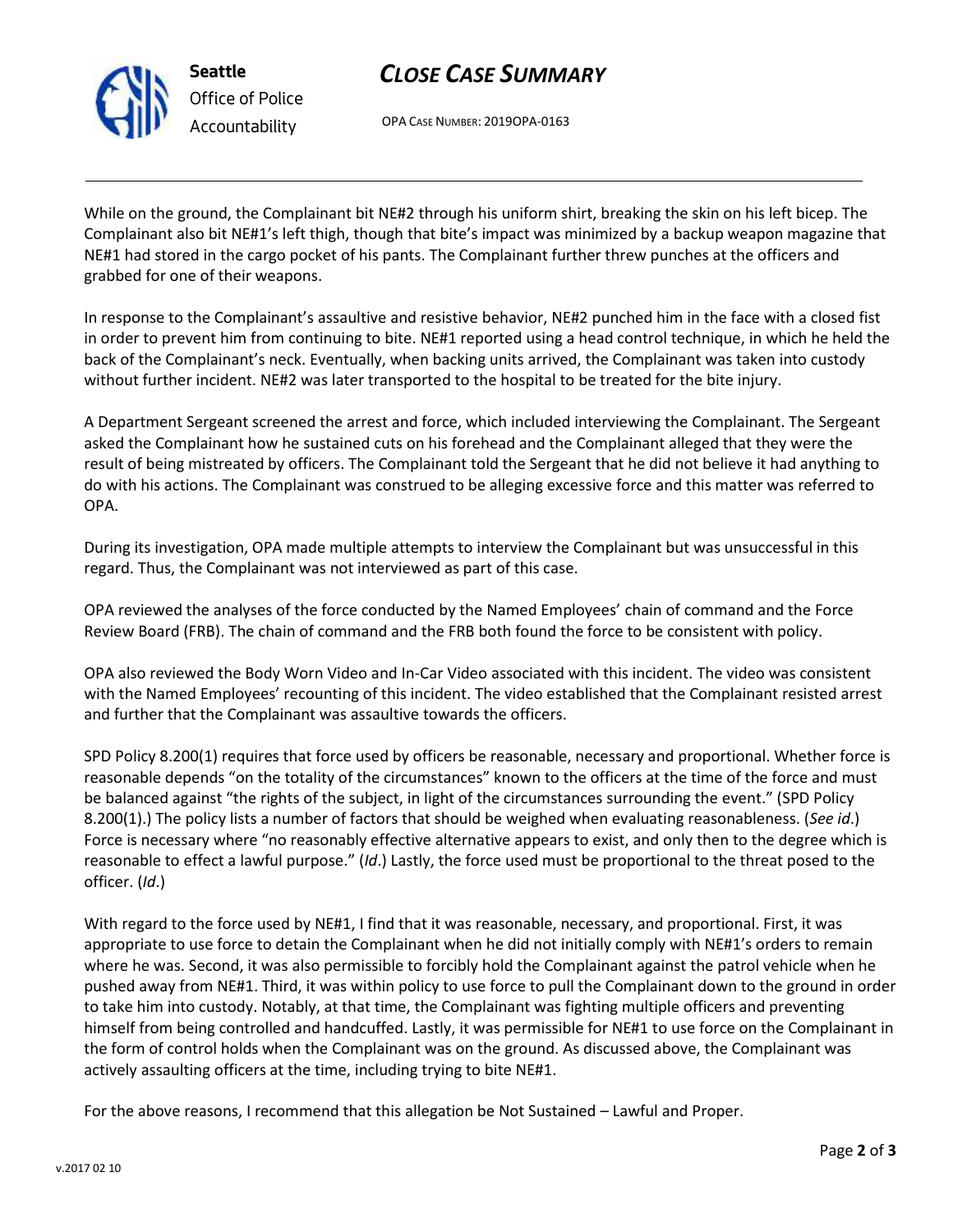While on the ground, the Complainant bit NE#2 through his uniform shirt, breaking the skin on his left bicep. The Complainant also bit NE#1's left thigh, though that bite's impact was minimized by a backup weapon magazine that NE#1 had stored in the cargo pocket of his pants. The Complainant further threw punches at the officers and grabbed for one of their weapons.

In response to the Complainant's assaultive and resistive behavior, NE#2 punched him in the face with a closed fist in order to prevent him from continuing to bite. NE#1 reported using a head control technique, in which he held the back of the Complainant's neck. Eventually, when backing units arrived, the Complainant was taken into custody without further incident. NE#2 was later transported to the hospital to be treated for the bite injury.

A Department Sergeant screened the arrest and force, which included interviewing the Complainant. The Sergeant asked the Complainant how he sustained cuts on his forehead and the Complainant alleged that they were the result of being mistreated by officers. The Complainant told the Sergeant that he did not believe it had anything to do with his actions. The Complainant was construed to be alleging excessive force and this matter was referred to OPA.

During its investigation, OPA made multiple attempts to interview the Complainant but was unsuccessful in this regard. Thus, the Complainant was not interviewed as part of this case.

OPA reviewed the analyses of the force conducted by the Named Employees' chain of command and the Force Review Board (FRB). The chain of command and the FRB both found the force to be consistent with policy.

OPA also reviewed the Body Worn Video and In-Car Video associated with this incident. The video was consistent with the Named Employees' recounting of this incident. The video established that the Complainant resisted arrest and further that the Complainant was assaultive towards the officers.

SPD Policy 8.200(1) requires that force used by officers be reasonable, necessary and proportional. Whether force is reasonable depends "on the totality of the circumstances" known to the officers at the time of the force and must be balanced against "the rights of the subject, in light of the circumstances surrounding the event." (SPD Policy 8.200(1).) The policy lists a number of factors that should be weighed when evaluating reasonableness. (*See id*.) Force is necessary where "no reasonably effective alternative appears to exist, and only then to the degree which is reasonable to effect a lawful purpose." (*Id*.) Lastly, the force used must be proportional to the threat posed to the officer. (*Id*.)

With regard to the force used by NE#1, I find that it was reasonable, necessary, and proportional. First, it was appropriate to use force to detain the Complainant when he did not initially comply with NE#1's orders to remain where he was. Second, it was also permissible to forcibly hold the Complainant against the patrol vehicle when he pushed away from NE#1. Third, it was within policy to use force to pull the Complainant down to the ground in order to take him into custody. Notably, at that time, the Complainant was fighting multiple officers and preventing himself from being controlled and handcuffed. Lastly, it was permissible for NE#1 to use force on the Complainant in the form of control holds when the Complainant was on the ground. As discussed above, the Complainant was actively assaulting officers at the time, including trying to bite NE#1.

For the above reasons, I recommend that this allegation be Not Sustained – Lawful and Proper.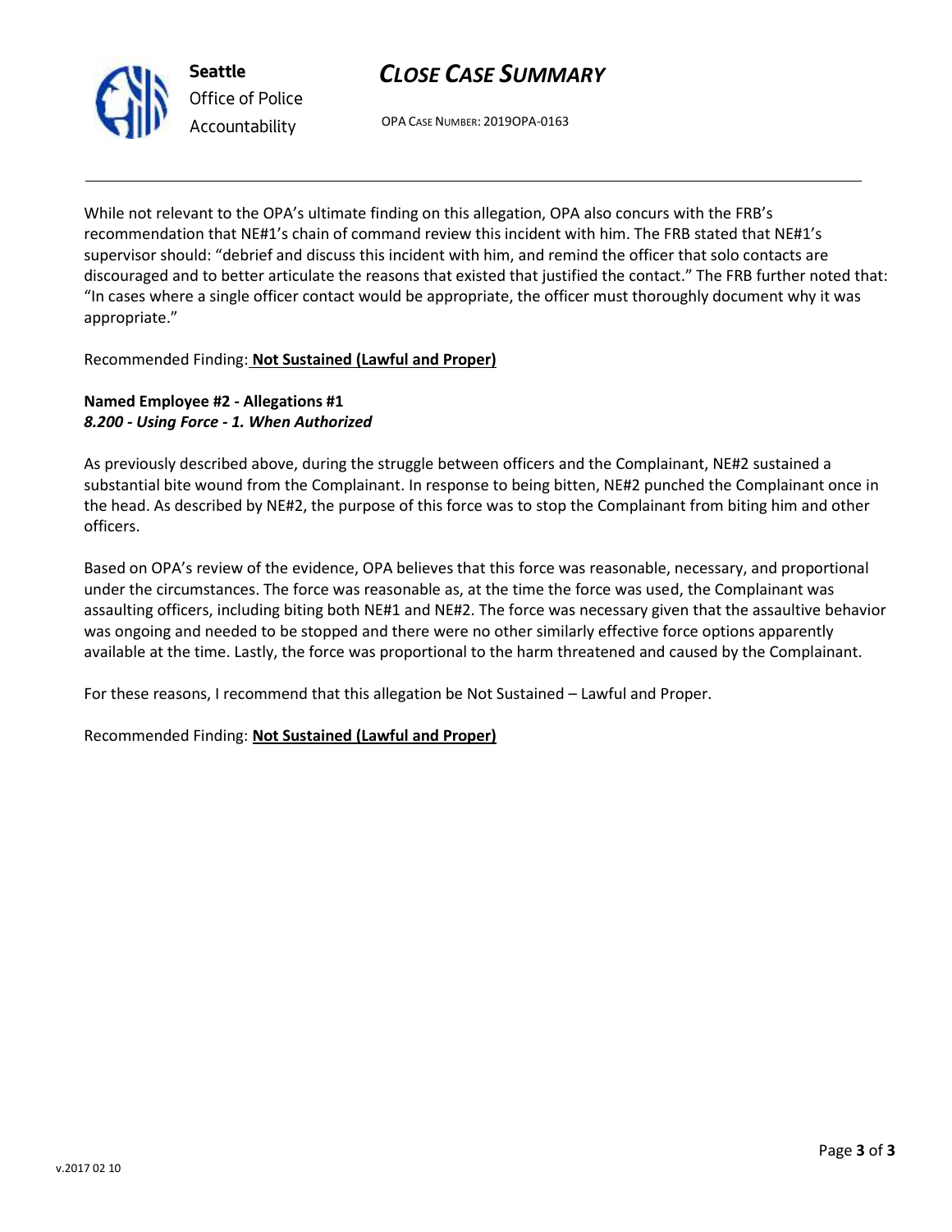While not relevant to the OPA's ultimate finding on this allegation, OPA also concurs with the FRB's recommendation that NE#1's chain of command review this incident with him. The FRB stated that NE#1's supervisor should: "debrief and discuss this incident with him, and remind the officer that solo contacts are discouraged and to better articulate the reasons that existed that justified the contact." The FRB further noted that: "In cases where a single officer contact would be appropriate, the officer must thoroughly document why it was appropriate."

Recommended Finding: **Not Sustained (Lawful and Proper)**

**Named Employee #2 - Allegations #1**
***8.200 - Using Force - 1. When Authorized***

As previously described above, during the struggle between officers and the Complainant, NE#2 sustained a substantial bite wound from the Complainant. In response to being bitten, NE#2 punched the Complainant once in the head. As described by NE#2, the purpose of this force was to stop the Complainant from biting him and other officers.

Based on OPA's review of the evidence, OPA believes that this force was reasonable, necessary, and proportional under the circumstances. The force was reasonable as, at the time the force was used, the Complainant was assaulting officers, including biting both NE#1 and NE#2. The force was necessary given that the assaultive behavior was ongoing and needed to be stopped and there were no other similarly effective force options apparently available at the time. Lastly, the force was proportional to the harm threatened and caused by the Complainant.

For these reasons, I recommend that this allegation be Not Sustained – Lawful and Proper.

Recommended Finding: **Not Sustained (Lawful and Proper)**